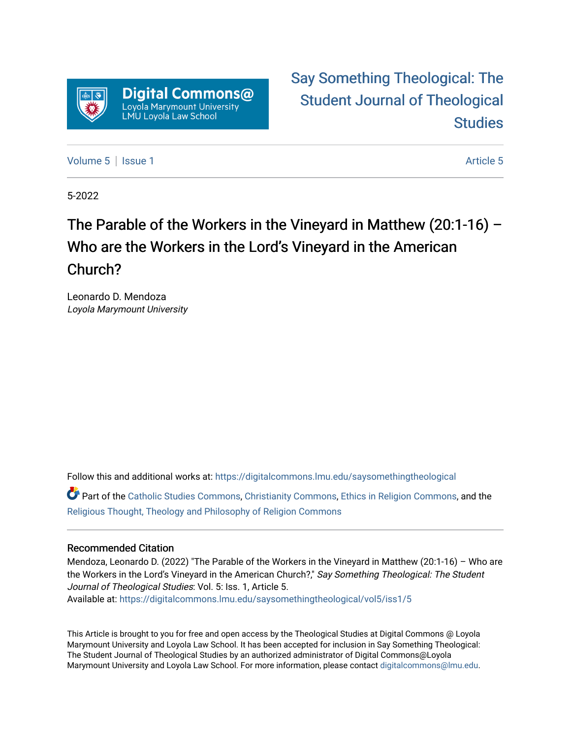Digital Commons@ Loyola Marymount University LMU Loyola Law School

Say Something Theological: The Student Journal of Theological Studies

Volume 5 | Issue 1 Article 5

5-2022

# The Parable of the Workers in the Vineyard in Matthew (20:1-16) – Who are the Workers in the Lord's Vineyard in the American Church?

Leonardo D. Mendoza
*Loyola Marymount University*

Follow this and additional works at: https://digitalcommons.lmu.edu/saysomethingtheological

Part of the Catholic Studies Commons, Christianity Commons, Ethics in Religion Commons, and the Religious Thought, Theology and Philosophy of Religion Commons

## Recommended Citation

Mendoza, Leonardo D. (2022) "The Parable of the Workers in the Vineyard in Matthew (20:1-16) – Who are the Workers in the Lord's Vineyard in the American Church?," *Say Something Theological: The Student Journal of Theological Studies*: Vol. 5: Iss. 1, Article 5.
Available at: https://digitalcommons.lmu.edu/saysomethingtheological/vol5/iss1/5

This Article is brought to you for free and open access by the Theological Studies at Digital Commons @ Loyola Marymount University and Loyola Law School. It has been accepted for inclusion in Say Something Theological: The Student Journal of Theological Studies by an authorized administrator of Digital Commons@Loyola Marymount University and Loyola Law School. For more information, please contact digitalcommons@lmu.edu.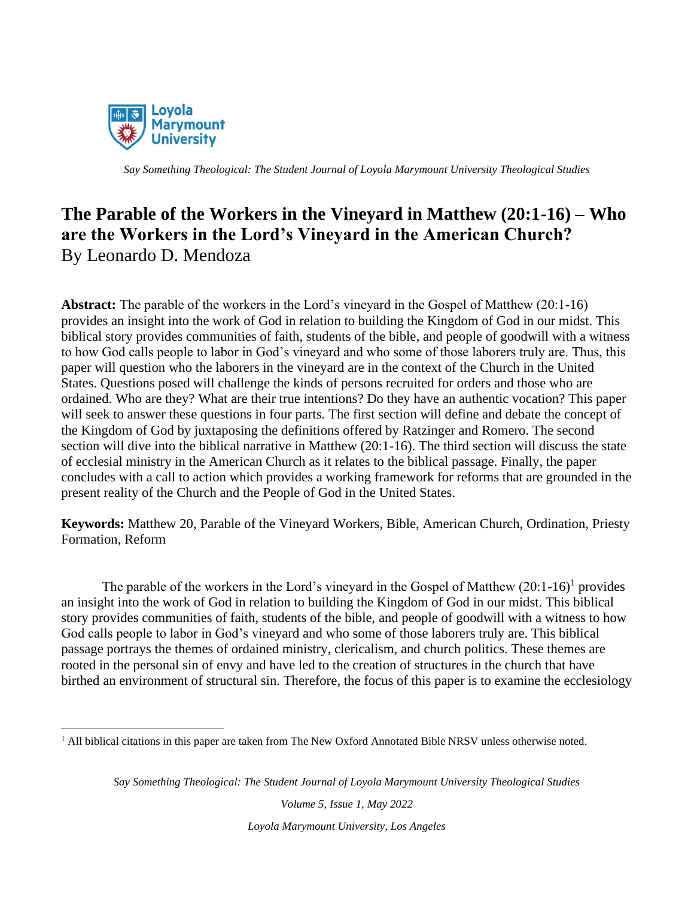*Say Something Theological: The Student Journal of Loyola Marymount University Theological Studies*

# The Parable of the Workers in the Vineyard in Matthew (20:1-16) – Who are the Workers in the Lord's Vineyard in the American Church?

By Leonardo D. Mendoza

**Abstract:** The parable of the workers in the Lord's vineyard in the Gospel of Matthew (20:1-16) provides an insight into the work of God in relation to building the Kingdom of God in our midst. This biblical story provides communities of faith, students of the bible, and people of goodwill with a witness to how God calls people to labor in God's vineyard and who some of those laborers truly are. Thus, this paper will question who the laborers in the vineyard are in the context of the Church in the United States. Questions posed will challenge the kinds of persons recruited for orders and those who are ordained. Who are they? What are their true intentions? Do they have an authentic vocation? This paper will seek to answer these questions in four parts. The first section will define and debate the concept of the Kingdom of God by juxtaposing the definitions offered by Ratzinger and Romero. The second section will dive into the biblical narrative in Matthew (20:1-16). The third section will discuss the state of ecclesial ministry in the American Church as it relates to the biblical passage. Finally, the paper concludes with a call to action which provides a working framework for reforms that are grounded in the present reality of the Church and the People of God in the United States.

**Keywords:** Matthew 20, Parable of the Vineyard Workers, Bible, American Church, Ordination, Priesty Formation, Reform

The parable of the workers in the Lord's vineyard in the Gospel of Matthew (20:1-16)[1] provides an insight into the work of God in relation to building the Kingdom of God in our midst. This biblical story provides communities of faith, students of the bible, and people of goodwill with a witness to how God calls people to labor in God's vineyard and who some of those laborers truly are. This biblical passage portrays the themes of ordained ministry, clericalism, and church politics. These themes are rooted in the personal sin of envy and have led to the creation of structures in the church that have birthed an environment of structural sin. Therefore, the focus of this paper is to examine the ecclesiology

[1] All biblical citations in this paper are taken from The New Oxford Annotated Bible NRSV unless otherwise noted.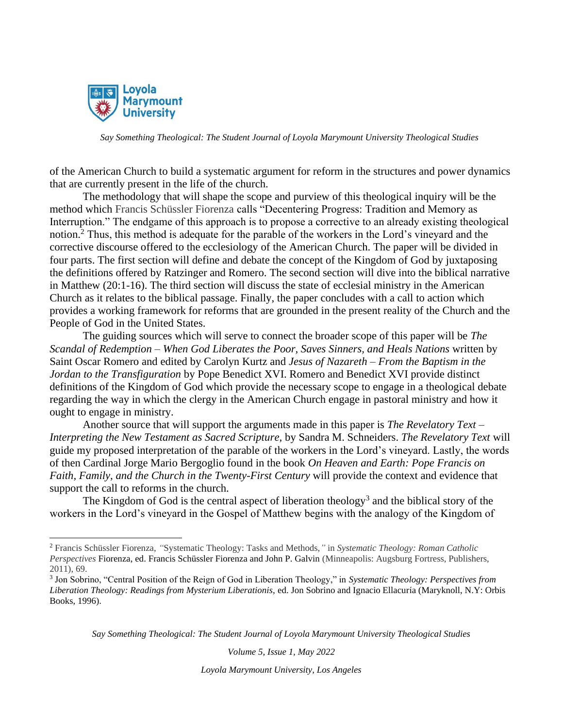of the American Church to build a systematic argument for reform in the structures and power dynamics that are currently present in the life of the church.

The methodology that will shape the scope and purview of this theological inquiry will be the method which Francis Schüssler Fiorenza calls "Decentering Progress: Tradition and Memory as Interruption." The endgame of this approach is to propose a corrective to an already existing theological notion.[2] Thus, this method is adequate for the parable of the workers in the Lord's vineyard and the corrective discourse offered to the ecclesiology of the American Church. The paper will be divided in four parts. The first section will define and debate the concept of the Kingdom of God by juxtaposing the definitions offered by Ratzinger and Romero. The second section will dive into the biblical narrative in Matthew (20:1-16). The third section will discuss the state of ecclesial ministry in the American Church as it relates to the biblical passage. Finally, the paper concludes with a call to action which provides a working framework for reforms that are grounded in the present reality of the Church and the People of God in the United States.

The guiding sources which will serve to connect the broader scope of this paper will be *The Scandal of Redemption – When God Liberates the Poor, Saves Sinners, and Heals Nations* written by Saint Oscar Romero and edited by Carolyn Kurtz and *Jesus of Nazareth – From the Baptism in the Jordan to the Transfiguration* by Pope Benedict XVI. Romero and Benedict XVI provide distinct definitions of the Kingdom of God which provide the necessary scope to engage in a theological debate regarding the way in which the clergy in the American Church engage in pastoral ministry and how it ought to engage in ministry.

Another source that will support the arguments made in this paper is *The Revelatory Text – Interpreting the New Testament as Sacred Scripture*, by Sandra M. Schneiders. *The Revelatory Text* will guide my proposed interpretation of the parable of the workers in the Lord's vineyard. Lastly, the words of then Cardinal Jorge Mario Bergoglio found in the book *On Heaven and Earth: Pope Francis on Faith, Family, and the Church in the Twenty-First Century* will provide the context and evidence that support the call to reforms in the church.

The Kingdom of God is the central aspect of liberation theology[3] and the biblical story of the workers in the Lord's vineyard in the Gospel of Matthew begins with the analogy of the Kingdom of

---

[2] Francis Schüssler Fiorenza, "Systematic Theology: Tasks and Methods," in *Systematic Theology: Roman Catholic Perspectives* Fiorenza, ed. Francis Schüssler Fiorenza and John P. Galvin (Minneapolis: Augsburg Fortress, Publishers, 2011), 69.

[3] Jon Sobrino, "Central Position of the Reign of God in Liberation Theology," in *Systematic Theology: Perspectives from Liberation Theology: Readings from Mysterium Liberationis,* ed. Jon Sobrino and Ignacio Ellacuría (Maryknoll, N.Y: Orbis Books, 1996).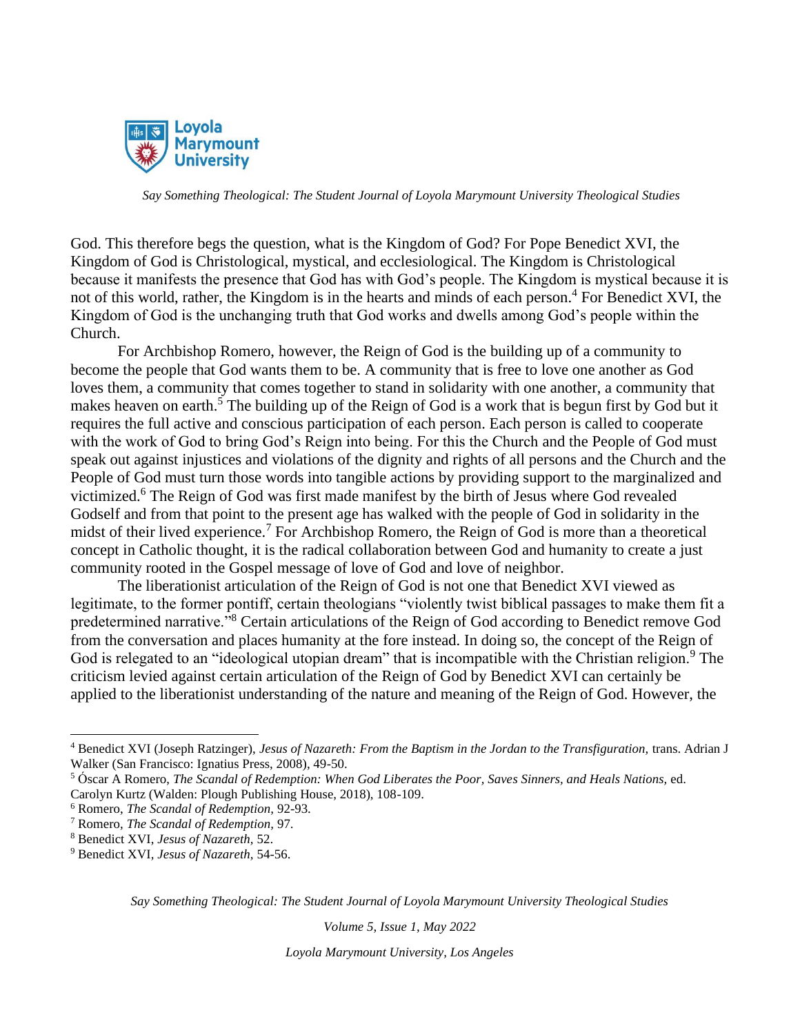God. This therefore begs the question, what is the Kingdom of God? For Pope Benedict XVI, the Kingdom of God is Christological, mystical, and ecclesiological. The Kingdom is Christological because it manifests the presence that God has with God's people. The Kingdom is mystical because it is not of this world, rather, the Kingdom is in the hearts and minds of each person.[4] For Benedict XVI, the Kingdom of God is the unchanging truth that God works and dwells among God's people within the Church.

For Archbishop Romero, however, the Reign of God is the building up of a community to become the people that God wants them to be. A community that is free to love one another as God loves them, a community that comes together to stand in solidarity with one another, a community that makes heaven on earth.[5] The building up of the Reign of God is a work that is begun first by God but it requires the full active and conscious participation of each person. Each person is called to cooperate with the work of God to bring God's Reign into being. For this the Church and the People of God must speak out against injustices and violations of the dignity and rights of all persons and the Church and the People of God must turn those words into tangible actions by providing support to the marginalized and victimized.[6] The Reign of God was first made manifest by the birth of Jesus where God revealed Godself and from that point to the present age has walked with the people of God in solidarity in the midst of their lived experience.[7] For Archbishop Romero, the Reign of God is more than a theoretical concept in Catholic thought, it is the radical collaboration between God and humanity to create a just community rooted in the Gospel message of love of God and love of neighbor.

The liberationist articulation of the Reign of God is not one that Benedict XVI viewed as legitimate, to the former pontiff, certain theologians "violently twist biblical passages to make them fit a predetermined narrative."[8] Certain articulations of the Reign of God according to Benedict remove God from the conversation and places humanity at the fore instead. In doing so, the concept of the Reign of God is relegated to an "ideological utopian dream" that is incompatible with the Christian religion.[9] The criticism levied against certain articulation of the Reign of God by Benedict XVI can certainly be applied to the liberationist understanding of the nature and meaning of the Reign of God. However, the

---

[4] Benedict XVI (Joseph Ratzinger), *Jesus of Nazareth: From the Baptism in the Jordan to the Transfiguration*, trans. Adrian J Walker (San Francisco: Ignatius Press, 2008), 49-50.

[5] Óscar A Romero, *The Scandal of Redemption: When God Liberates the Poor, Saves Sinners, and Heals Nations*, ed. Carolyn Kurtz (Walden: Plough Publishing House, 2018), 108-109.

[6] Romero, *The Scandal of Redemption*, 92-93.

[7] Romero, *The Scandal of Redemption*, 97.

[8] Benedict XVI, *Jesus of Nazareth*, 52.

[9] Benedict XVI, *Jesus of Nazareth*, 54-56.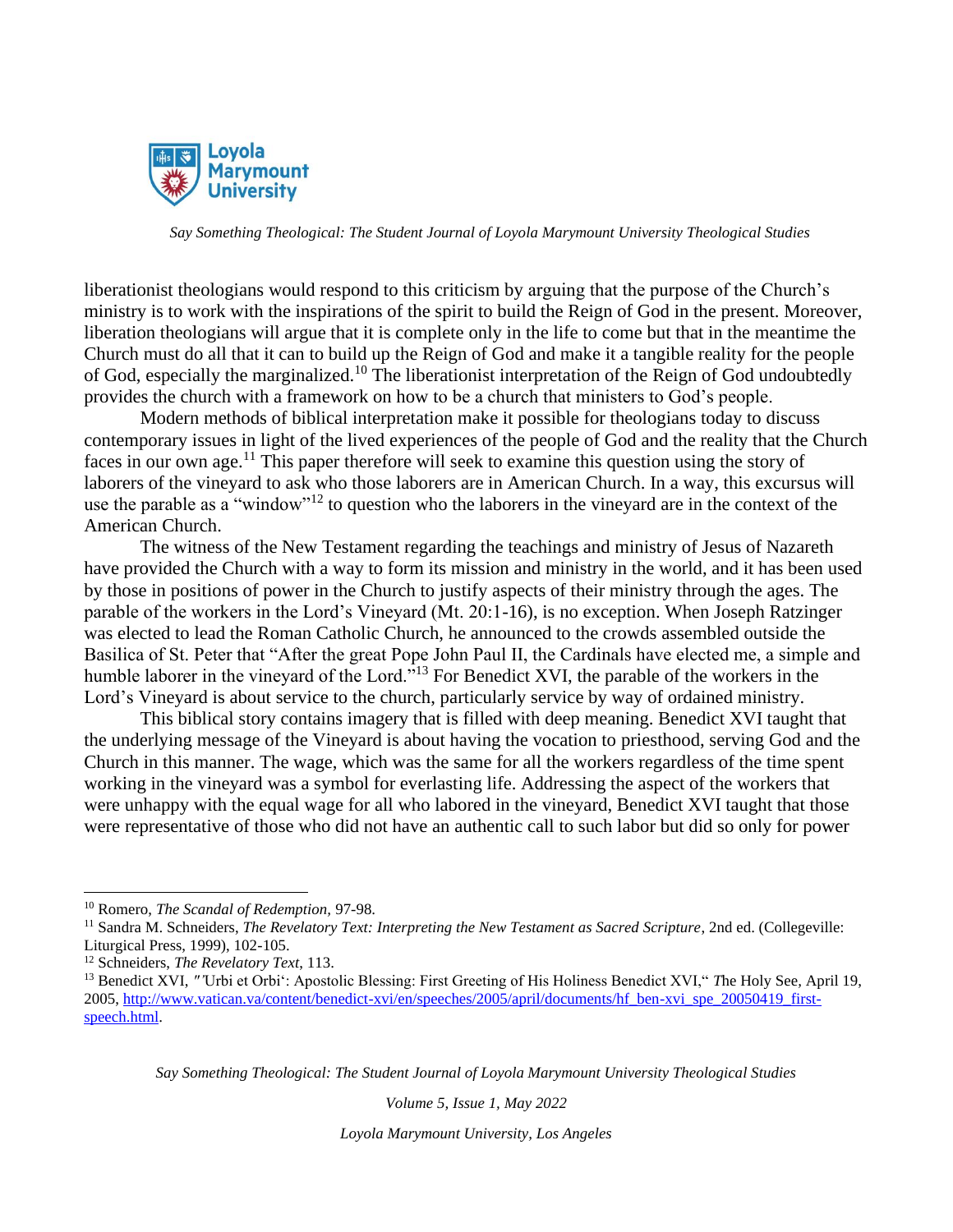liberationist theologians would respond to this criticism by arguing that the purpose of the Church's ministry is to work with the inspirations of the spirit to build the Reign of God in the present. Moreover, liberation theologians will argue that it is complete only in the life to come but that in the meantime the Church must do all that it can to build up the Reign of God and make it a tangible reality for the people of God, especially the marginalized.[10] The liberationist interpretation of the Reign of God undoubtedly provides the church with a framework on how to be a church that ministers to God's people.

Modern methods of biblical interpretation make it possible for theologians today to discuss contemporary issues in light of the lived experiences of the people of God and the reality that the Church faces in our own age.[11] This paper therefore will seek to examine this question using the story of laborers of the vineyard to ask who those laborers are in American Church. In a way, this excursus will use the parable as a "window"[12] to question who the laborers in the vineyard are in the context of the American Church.

The witness of the New Testament regarding the teachings and ministry of Jesus of Nazareth have provided the Church with a way to form its mission and ministry in the world, and it has been used by those in positions of power in the Church to justify aspects of their ministry through the ages. The parable of the workers in the Lord's Vineyard (Mt. 20:1-16), is no exception. When Joseph Ratzinger was elected to lead the Roman Catholic Church, he announced to the crowds assembled outside the Basilica of St. Peter that "After the great Pope John Paul II, the Cardinals have elected me, a simple and humble laborer in the vineyard of the Lord."[13] For Benedict XVI, the parable of the workers in the Lord's Vineyard is about service to the church, particularly service by way of ordained ministry.

This biblical story contains imagery that is filled with deep meaning. Benedict XVI taught that the underlying message of the Vineyard is about having the vocation to priesthood, serving God and the Church in this manner. The wage, which was the same for all the workers regardless of the time spent working in the vineyard was a symbol for everlasting life. Addressing the aspect of the workers that were unhappy with the equal wage for all who labored in the vineyard, Benedict XVI taught that those were representative of those who did not have an authentic call to such labor but did so only for power

---

[10] Romero, *The Scandal of Redemption*, 97-98.

[11] Sandra M. Schneiders, *The Revelatory Text: Interpreting the New Testament as Sacred Scripture*, 2nd ed. (Collegeville: Liturgical Press, 1999), 102-105.

[12] Schneiders, *The Revelatory Text*, 113.

[13] Benedict XVI, "'Urbi et Orbi': Apostolic Blessing: First Greeting of His Holiness Benedict XVI," *The Holy See*, April 19, 2005, http://www.vatican.va/content/benedict-xvi/en/speeches/2005/april/documents/hf_ben-xvi_spe_20050419_first-speech.html.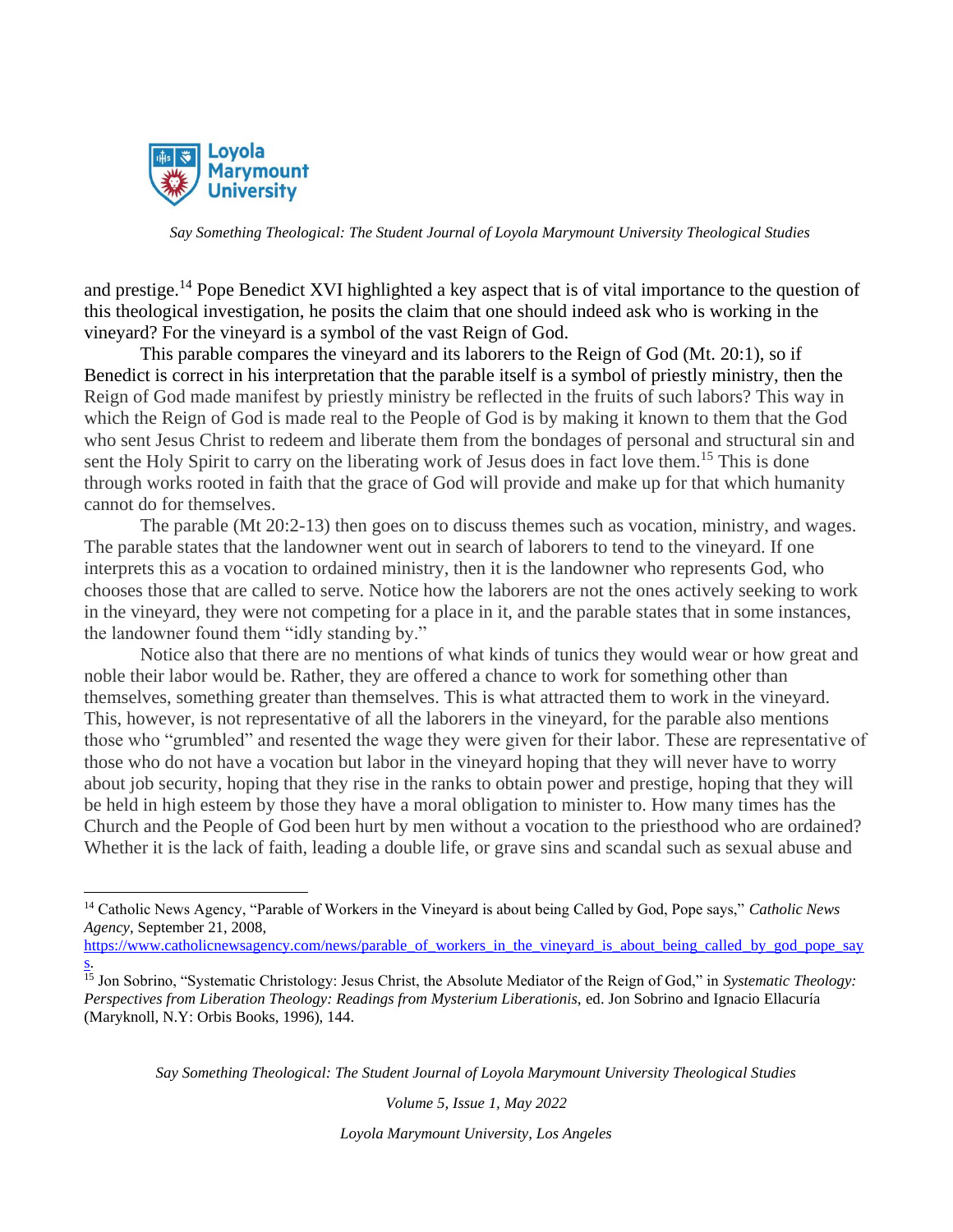and prestige.[14] Pope Benedict XVI highlighted a key aspect that is of vital importance to the question of this theological investigation, he posits the claim that one should indeed ask who is working in the vineyard? For the vineyard is a symbol of the vast Reign of God.

This parable compares the vineyard and its laborers to the Reign of God (Mt. 20:1), so if Benedict is correct in his interpretation that the parable itself is a symbol of priestly ministry, then the Reign of God made manifest by priestly ministry be reflected in the fruits of such labors? This way in which the Reign of God is made real to the People of God is by making it known to them that the God who sent Jesus Christ to redeem and liberate them from the bondages of personal and structural sin and sent the Holy Spirit to carry on the liberating work of Jesus does in fact love them.[15] This is done through works rooted in faith that the grace of God will provide and make up for that which humanity cannot do for themselves.

The parable (Mt 20:2-13) then goes on to discuss themes such as vocation, ministry, and wages. The parable states that the landowner went out in search of laborers to tend to the vineyard. If one interprets this as a vocation to ordained ministry, then it is the landowner who represents God, who chooses those that are called to serve. Notice how the laborers are not the ones actively seeking to work in the vineyard, they were not competing for a place in it, and the parable states that in some instances, the landowner found them "idly standing by."

Notice also that there are no mentions of what kinds of tunics they would wear or how great and noble their labor would be. Rather, they are offered a chance to work for something other than themselves, something greater than themselves. This is what attracted them to work in the vineyard. This, however, is not representative of all the laborers in the vineyard, for the parable also mentions those who "grumbled" and resented the wage they were given for their labor. These are representative of those who do not have a vocation but labor in the vineyard hoping that they will never have to worry about job security, hoping that they rise in the ranks to obtain power and prestige, hoping that they will be held in high esteem by those they have a moral obligation to minister to. How many times has the Church and the People of God been hurt by men without a vocation to the priesthood who are ordained? Whether it is the lack of faith, leading a double life, or grave sins and scandal such as sexual abuse and

---

[14] Catholic News Agency, "Parable of Workers in the Vineyard is about being Called by God, Pope says," *Catholic News Agency*, September 21, 2008, https://www.catholicnewsagency.com/news/parable_of_workers_in_the_vineyard_is_about_being_called_by_god_pope_says.

[15] Jon Sobrino, "Systematic Christology: Jesus Christ, the Absolute Mediator of the Reign of God," in *Systematic Theology: Perspectives from Liberation Theology: Readings from Mysterium Liberationis,* ed. Jon Sobrino and Ignacio Ellacuría (Maryknoll, N.Y: Orbis Books, 1996), 144.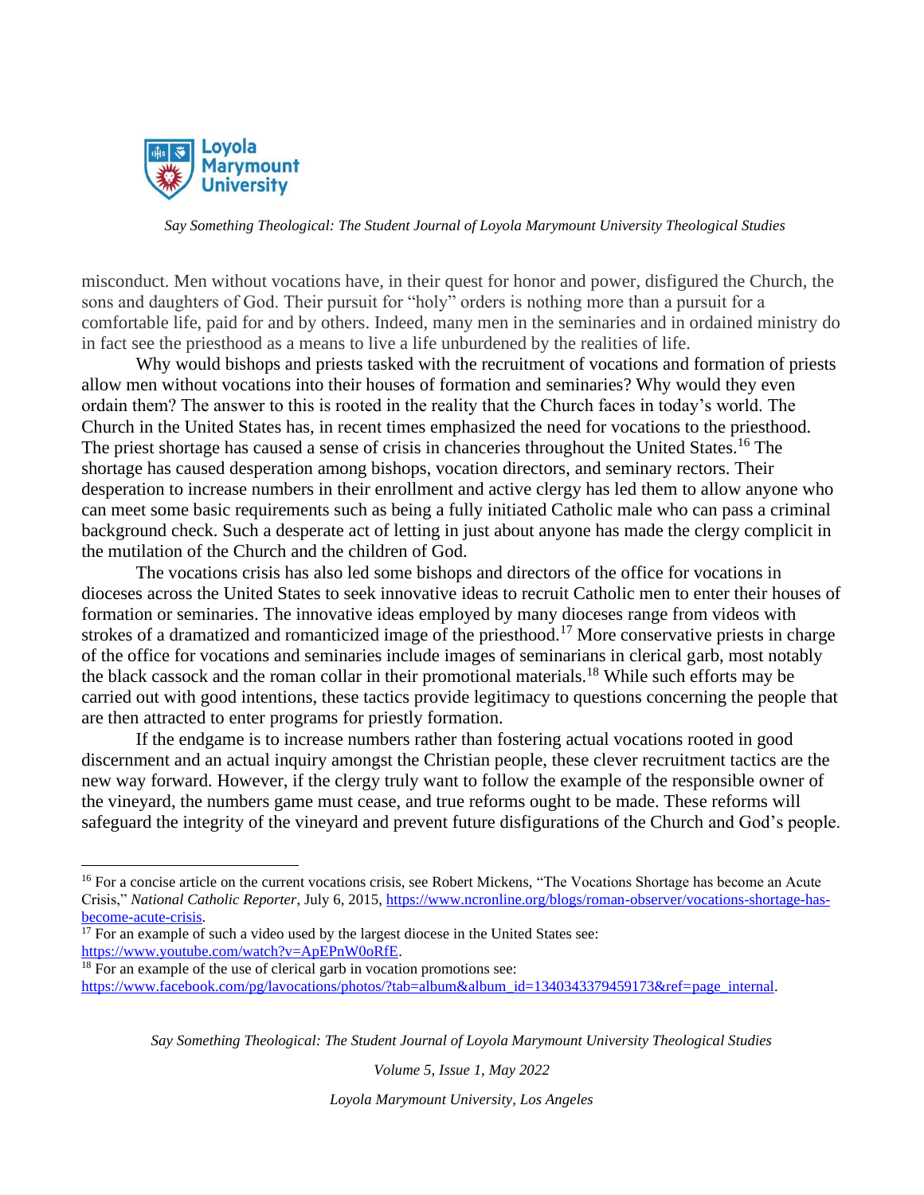misconduct. Men without vocations have, in their quest for honor and power, disfigured the Church, the sons and daughters of God. Their pursuit for "holy" orders is nothing more than a pursuit for a comfortable life, paid for and by others. Indeed, many men in the seminaries and in ordained ministry do in fact see the priesthood as a means to live a life unburdened by the realities of life.

Why would bishops and priests tasked with the recruitment of vocations and formation of priests allow men without vocations into their houses of formation and seminaries? Why would they even ordain them? The answer to this is rooted in the reality that the Church faces in today's world. The Church in the United States has, in recent times emphasized the need for vocations to the priesthood. The priest shortage has caused a sense of crisis in chanceries throughout the United States.[16] The shortage has caused desperation among bishops, vocation directors, and seminary rectors. Their desperation to increase numbers in their enrollment and active clergy has led them to allow anyone who can meet some basic requirements such as being a fully initiated Catholic male who can pass a criminal background check. Such a desperate act of letting in just about anyone has made the clergy complicit in the mutilation of the Church and the children of God.

The vocations crisis has also led some bishops and directors of the office for vocations in dioceses across the United States to seek innovative ideas to recruit Catholic men to enter their houses of formation or seminaries. The innovative ideas employed by many dioceses range from videos with strokes of a dramatized and romanticized image of the priesthood.[17] More conservative priests in charge of the office for vocations and seminaries include images of seminarians in clerical garb, most notably the black cassock and the roman collar in their promotional materials.[18] While such efforts may be carried out with good intentions, these tactics provide legitimacy to questions concerning the people that are then attracted to enter programs for priestly formation.

If the endgame is to increase numbers rather than fostering actual vocations rooted in good discernment and an actual inquiry amongst the Christian people, these clever recruitment tactics are the new way forward. However, if the clergy truly want to follow the example of the responsible owner of the vineyard, the numbers game must cease, and true reforms ought to be made. These reforms will safeguard the integrity of the vineyard and prevent future disfigurations of the Church and God's people.

---

[16] For a concise article on the current vocations crisis, see Robert Mickens, "The Vocations Shortage has become an Acute Crisis," *National Catholic Reporter*, July 6, 2015, https://www.ncronline.org/blogs/roman-observer/vocations-shortage-has-become-acute-crisis.

[17] For an example of such a video used by the largest diocese in the United States see: https://www.youtube.com/watch?v=ApEPnW0oRfE.

[18] For an example of the use of clerical garb in vocation promotions see: https://www.facebook.com/pg/lavocations/photos/?tab=album&album_id=1340343379459173&ref=page_internal.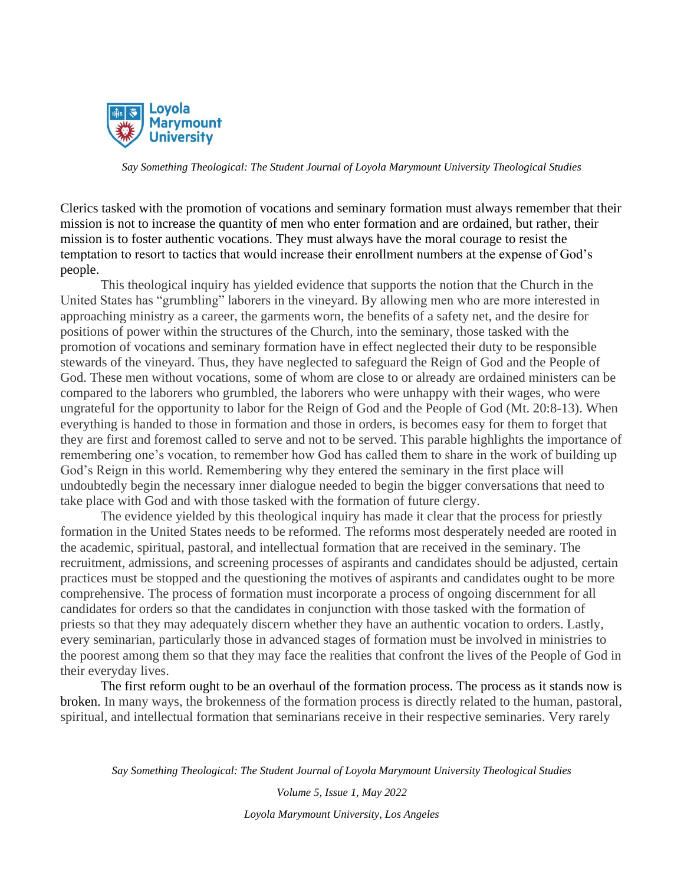Clerics tasked with the promotion of vocations and seminary formation must always remember that their mission is not to increase the quantity of men who enter formation and are ordained, but rather, their mission is to foster authentic vocations. They must always have the moral courage to resist the temptation to resort to tactics that would increase their enrollment numbers at the expense of God's people.

This theological inquiry has yielded evidence that supports the notion that the Church in the United States has "grumbling" laborers in the vineyard. By allowing men who are more interested in approaching ministry as a career, the garments worn, the benefits of a safety net, and the desire for positions of power within the structures of the Church, into the seminary, those tasked with the promotion of vocations and seminary formation have in effect neglected their duty to be responsible stewards of the vineyard. Thus, they have neglected to safeguard the Reign of God and the People of God. These men without vocations, some of whom are close to or already are ordained ministers can be compared to the laborers who grumbled, the laborers who were unhappy with their wages, who were ungrateful for the opportunity to labor for the Reign of God and the People of God (Mt. 20:8-13). When everything is handed to those in formation and those in orders, is becomes easy for them to forget that they are first and foremost called to serve and not to be served. This parable highlights the importance of remembering one's vocation, to remember how God has called them to share in the work of building up God's Reign in this world. Remembering why they entered the seminary in the first place will undoubtedly begin the necessary inner dialogue needed to begin the bigger conversations that need to take place with God and with those tasked with the formation of future clergy.

The evidence yielded by this theological inquiry has made it clear that the process for priestly formation in the United States needs to be reformed. The reforms most desperately needed are rooted in the academic, spiritual, pastoral, and intellectual formation that are received in the seminary. The recruitment, admissions, and screening processes of aspirants and candidates should be adjusted, certain practices must be stopped and the questioning the motives of aspirants and candidates ought to be more comprehensive. The process of formation must incorporate a process of ongoing discernment for all candidates for orders so that the candidates in conjunction with those tasked with the formation of priests so that they may adequately discern whether they have an authentic vocation to orders. Lastly, every seminarian, particularly those in advanced stages of formation must be involved in ministries to the poorest among them so that they may face the realities that confront the lives of the People of God in their everyday lives.

The first reform ought to be an overhaul of the formation process. The process as it stands now is broken. In many ways, the brokenness of the formation process is directly related to the human, pastoral, spiritual, and intellectual formation that seminarians receive in their respective seminaries. Very rarely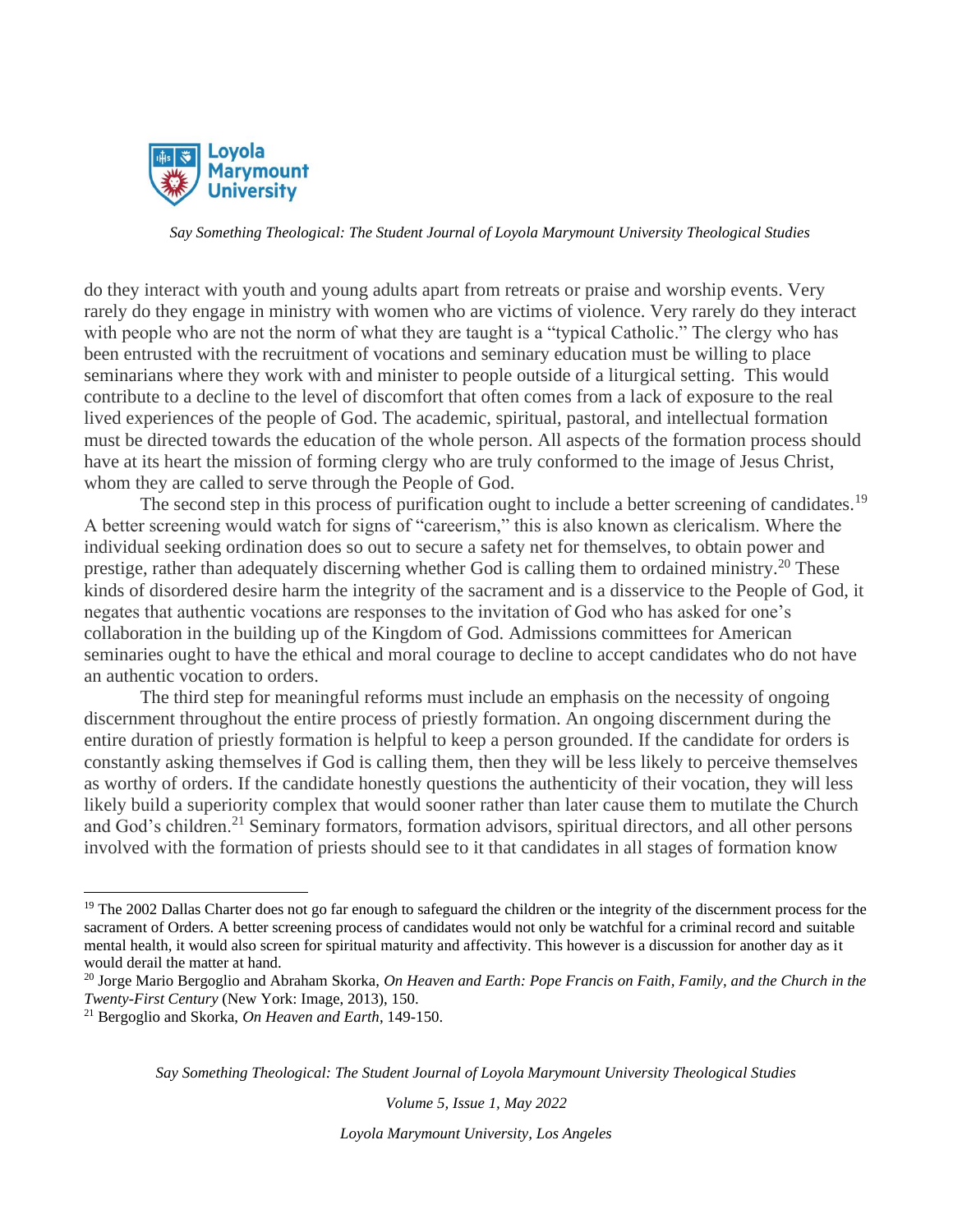do they interact with youth and young adults apart from retreats or praise and worship events. Very rarely do they engage in ministry with women who are victims of violence. Very rarely do they interact with people who are not the norm of what they are taught is a "typical Catholic." The clergy who has been entrusted with the recruitment of vocations and seminary education must be willing to place seminarians where they work with and minister to people outside of a liturgical setting. This would contribute to a decline to the level of discomfort that often comes from a lack of exposure to the real lived experiences of the people of God. The academic, spiritual, pastoral, and intellectual formation must be directed towards the education of the whole person. All aspects of the formation process should have at its heart the mission of forming clergy who are truly conformed to the image of Jesus Christ, whom they are called to serve through the People of God.

The second step in this process of purification ought to include a better screening of candidates.[19] A better screening would watch for signs of "careerism," this is also known as clericalism. Where the individual seeking ordination does so out to secure a safety net for themselves, to obtain power and prestige, rather than adequately discerning whether God is calling them to ordained ministry.[20] These kinds of disordered desire harm the integrity of the sacrament and is a disservice to the People of God, it negates that authentic vocations are responses to the invitation of God who has asked for one's collaboration in the building up of the Kingdom of God. Admissions committees for American seminaries ought to have the ethical and moral courage to decline to accept candidates who do not have an authentic vocation to orders.

The third step for meaningful reforms must include an emphasis on the necessity of ongoing discernment throughout the entire process of priestly formation. An ongoing discernment during the entire duration of priestly formation is helpful to keep a person grounded. If the candidate for orders is constantly asking themselves if God is calling them, then they will be less likely to perceive themselves as worthy of orders. If the candidate honestly questions the authenticity of their vocation, they will less likely build a superiority complex that would sooner rather than later cause them to mutilate the Church and God's children.[21] Seminary formators, formation advisors, spiritual directors, and all other persons involved with the formation of priests should see to it that candidates in all stages of formation know

---

[19] The 2002 Dallas Charter does not go far enough to safeguard the children or the integrity of the discernment process for the sacrament of Orders. A better screening process of candidates would not only be watchful for a criminal record and suitable mental health, it would also screen for spiritual maturity and affectivity. This however is a discussion for another day as it would derail the matter at hand.

[20] Jorge Mario Bergoglio and Abraham Skorka, *On Heaven and Earth: Pope Francis on Faith, Family, and the Church in the Twenty-First Century* (New York: Image, 2013), 150.

[21] Bergoglio and Skorka, *On Heaven and Earth*, 149-150.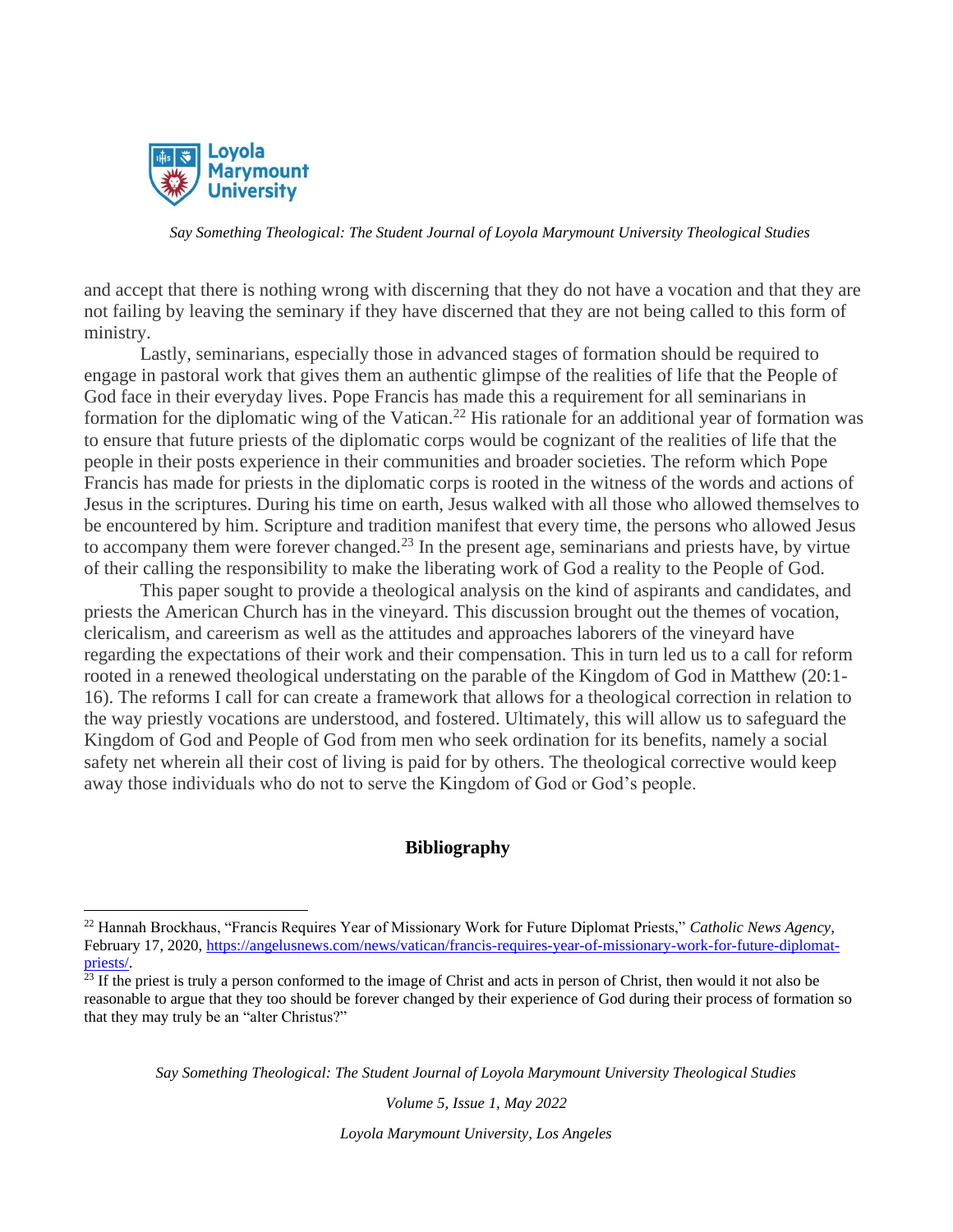and accept that there is nothing wrong with discerning that they do not have a vocation and that they are not failing by leaving the seminary if they have discerned that they are not being called to this form of ministry.

Lastly, seminarians, especially those in advanced stages of formation should be required to engage in pastoral work that gives them an authentic glimpse of the realities of life that the People of God face in their everyday lives. Pope Francis has made this a requirement for all seminarians in formation for the diplomatic wing of the Vatican.[22] His rationale for an additional year of formation was to ensure that future priests of the diplomatic corps would be cognizant of the realities of life that the people in their posts experience in their communities and broader societies. The reform which Pope Francis has made for priests in the diplomatic corps is rooted in the witness of the words and actions of Jesus in the scriptures. During his time on earth, Jesus walked with all those who allowed themselves to be encountered by him. Scripture and tradition manifest that every time, the persons who allowed Jesus to accompany them were forever changed.[23] In the present age, seminarians and priests have, by virtue of their calling the responsibility to make the liberating work of God a reality to the People of God.

This paper sought to provide a theological analysis on the kind of aspirants and candidates, and priests the American Church has in the vineyard. This discussion brought out the themes of vocation, clericalism, and careerism as well as the attitudes and approaches laborers of the vineyard have regarding the expectations of their work and their compensation. This in turn led us to a call for reform rooted in a renewed theological understating on the parable of the Kingdom of God in Matthew (20:1-16). The reforms I call for can create a framework that allows for a theological correction in relation to the way priestly vocations are understood, and fostered. Ultimately, this will allow us to safeguard the Kingdom of God and People of God from men who seek ordination for its benefits, namely a social safety net wherein all their cost of living is paid for by others. The theological corrective would keep away those individuals who do not to serve the Kingdom of God or God's people.

## Bibliography

[22] Hannah Brockhaus, "Francis Requires Year of Missionary Work for Future Diplomat Priests," *Catholic News Agency*, February 17, 2020, https://angelusnews.com/news/vatican/francis-requires-year-of-missionary-work-for-future-diplomat-priests/.

[23] If the priest is truly a person conformed to the image of Christ and acts in person of Christ, then would it not also be reasonable to argue that they too should be forever changed by their experience of God during their process of formation so that they may truly be an "alter Christus?"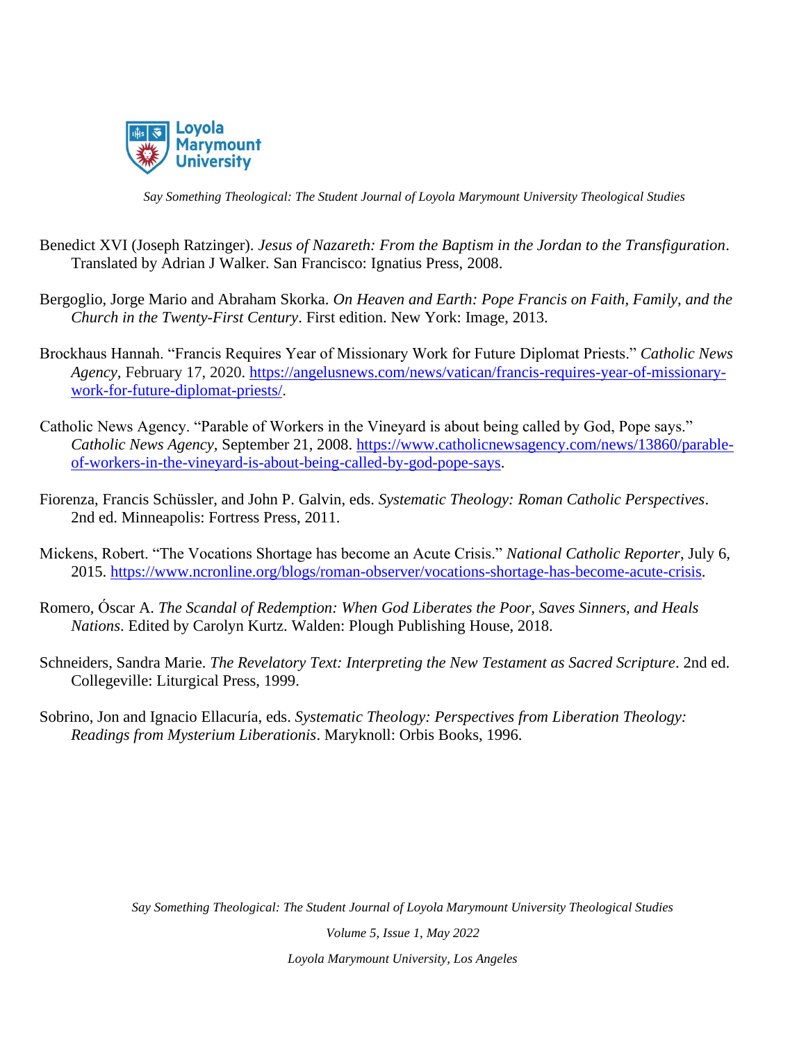Benedict XVI (Joseph Ratzinger). *Jesus of Nazareth: From the Baptism in the Jordan to the Transfiguration*. Translated by Adrian J Walker. San Francisco: Ignatius Press, 2008.

Bergoglio, Jorge Mario and Abraham Skorka. *On Heaven and Earth: Pope Francis on Faith, Family, and the Church in the Twenty-First Century*. First edition. New York: Image, 2013.

Brockhaus Hannah. "Francis Requires Year of Missionary Work for Future Diplomat Priests." *Catholic News Agency*, February 17, 2020. https://angelusnews.com/news/vatican/francis-requires-year-of-missionary-work-for-future-diplomat-priests/.

Catholic News Agency. "Parable of Workers in the Vineyard is about being called by God, Pope says." *Catholic News Agency*, September 21, 2008. https://www.catholicnewsagency.com/news/13860/parable-of-workers-in-the-vineyard-is-about-being-called-by-god-pope-says.

Fiorenza, Francis Schüssler, and John P. Galvin, eds. *Systematic Theology: Roman Catholic Perspectives*. 2nd ed. Minneapolis: Fortress Press, 2011.

Mickens, Robert. "The Vocations Shortage has become an Acute Crisis." *National Catholic Reporter*, July 6, 2015. https://www.ncronline.org/blogs/roman-observer/vocations-shortage-has-become-acute-crisis.

Romero, Óscar A. *The Scandal of Redemption: When God Liberates the Poor, Saves Sinners, and Heals Nations*. Edited by Carolyn Kurtz. Walden: Plough Publishing House, 2018.

Schneiders, Sandra Marie. *The Revelatory Text: Interpreting the New Testament as Sacred Scripture*. 2nd ed. Collegeville: Liturgical Press, 1999.

Sobrino, Jon and Ignacio Ellacuría, eds. *Systematic Theology: Perspectives from Liberation Theology: Readings from Mysterium Liberationis*. Maryknoll: Orbis Books, 1996.